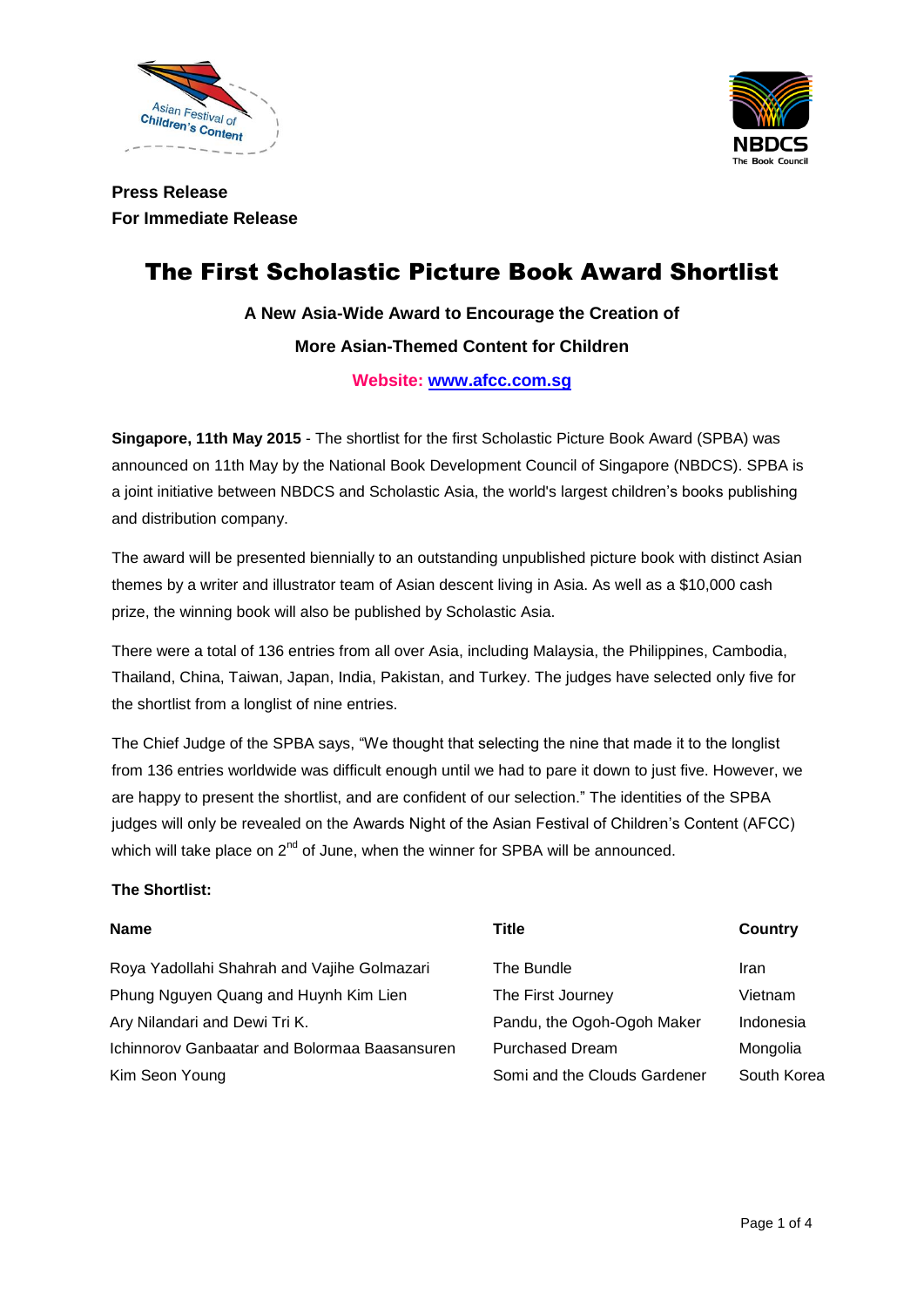**Press Release**
**For Immediate Release**

# The First Scholastic Picture Book Award Shortlist

**A New Asia-Wide Award to Encourage the Creation of**
**More Asian-Themed Content for Children**

**Website: [www.afcc.com.sg](http://www.afcc.com.sg)**

**Singapore, 11th May 2015** - The shortlist for the first Scholastic Picture Book Award (SPBA) was announced on 11th May by the National Book Development Council of Singapore (NBDCS). SPBA is a joint initiative between NBDCS and Scholastic Asia, the world's largest children's books publishing and distribution company.

The award will be presented biennially to an outstanding unpublished picture book with distinct Asian themes by a writer and illustrator team of Asian descent living in Asia. As well as a $10,000 cash prize, the winning book will also be published by Scholastic Asia.

There were a total of 136 entries from all over Asia, including Malaysia, the Philippines, Cambodia, Thailand, China, Taiwan, Japan, India, Pakistan, and Turkey. The judges have selected only five for the shortlist from a longlist of nine entries.

The Chief Judge of the SPBA says, "We thought that selecting the nine that made it to the longlist from 136 entries worldwide was difficult enough until we had to pare it down to just five. However, we are happy to present the shortlist, and are confident of our selection." The identities of the SPBA judges will only be revealed on the Awards Night of the Asian Festival of Children's Content (AFCC) which will take place on 2nd of June, when the winner for SPBA will be announced.

**The Shortlist:**

| **Name** | **Title** | **Country** |
|---|---|---|
| Roya Yadollahi Shahrah and Vajihe Golmazari | The Bundle | Iran |
| Phung Nguyen Quang and Huynh Kim Lien | The First Journey | Vietnam |
| Ary Nilandari and Dewi Tri K. | Pandu, the Ogoh-Ogoh Maker | Indonesia |
| Ichinnorov Ganbaatar and Bolormaa Baasansuren | Purchased Dream | Mongolia |
| Kim Seon Young | Somi and the Clouds Gardener | South Korea |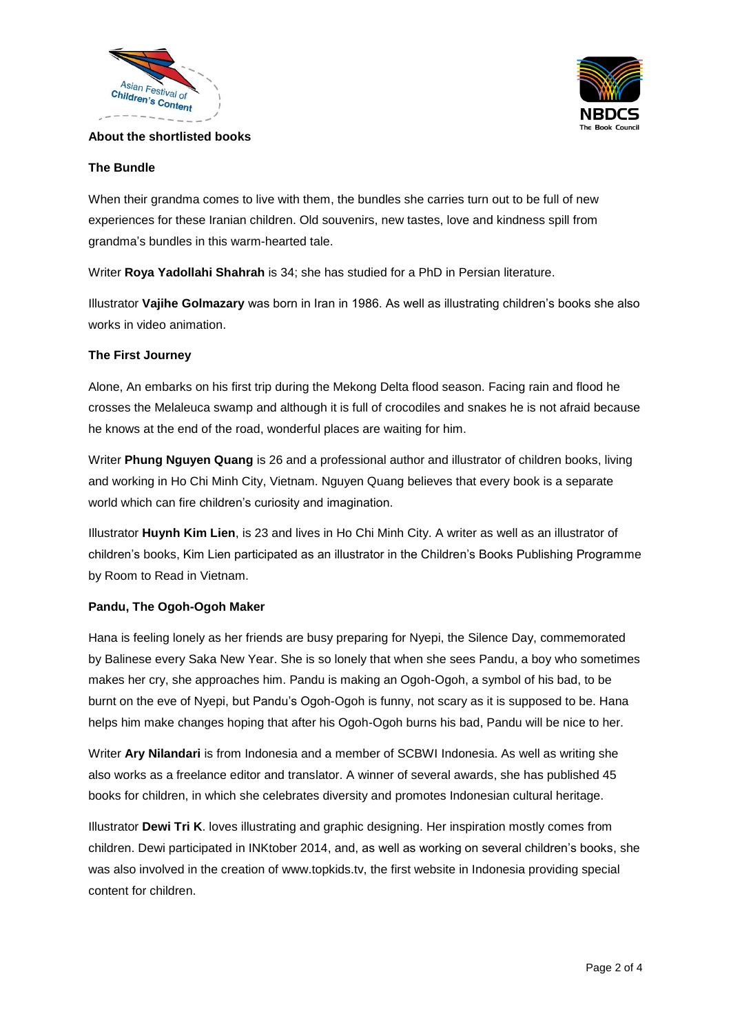## About the shortlisted books

### The Bundle

When their grandma comes to live with them, the bundles she carries turn out to be full of new experiences for these Iranian children. Old souvenirs, new tastes, love and kindness spill from grandma's bundles in this warm-hearted tale.

Writer **Roya Yadollahi Shahrah** is 34; she has studied for a PhD in Persian literature.

Illustrator **Vajihe Golmazary** was born in Iran in 1986. As well as illustrating children's books she also works in video animation.

### The First Journey

Alone, An embarks on his first trip during the Mekong Delta flood season. Facing rain and flood he crosses the Melaleuca swamp and although it is full of crocodiles and snakes he is not afraid because he knows at the end of the road, wonderful places are waiting for him.

Writer **Phung Nguyen Quang** is 26 and a professional author and illustrator of children books, living and working in Ho Chi Minh City, Vietnam. Nguyen Quang believes that every book is a separate world which can fire children's curiosity and imagination.

Illustrator **Huynh Kim Lien**, is 23 and lives in Ho Chi Minh City. A writer as well as an illustrator of children's books, Kim Lien participated as an illustrator in the Children's Books Publishing Programme by Room to Read in Vietnam.

### Pandu, The Ogoh-Ogoh Maker

Hana is feeling lonely as her friends are busy preparing for Nyepi, the Silence Day, commemorated by Balinese every Saka New Year. She is so lonely that when she sees Pandu, a boy who sometimes makes her cry, she approaches him. Pandu is making an Ogoh-Ogoh, a symbol of his bad, to be burnt on the eve of Nyepi, but Pandu's Ogoh-Ogoh is funny, not scary as it is supposed to be. Hana helps him make changes hoping that after his Ogoh-Ogoh burns his bad, Pandu will be nice to her.

Writer **Ary Nilandari** is from Indonesia and a member of SCBWI Indonesia. As well as writing she also works as a freelance editor and translator. A winner of several awards, she has published 45 books for children, in which she celebrates diversity and promotes Indonesian cultural heritage.

Illustrator **Dewi Tri K**. loves illustrating and graphic designing. Her inspiration mostly comes from children. Dewi participated in INKtober 2014, and, as well as working on several children's books, she was also involved in the creation of www.topkids.tv, the first website in Indonesia providing special content for children.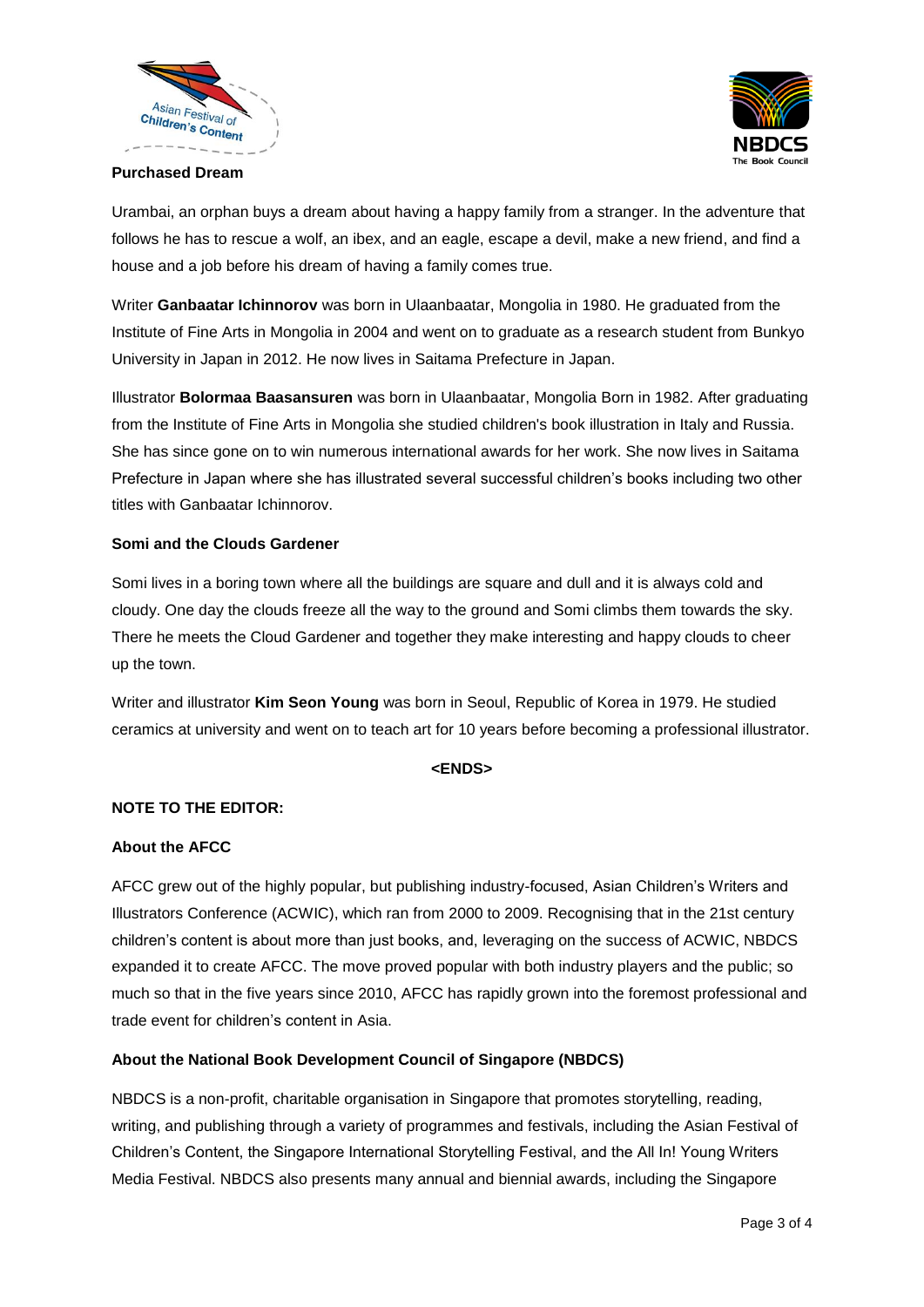**Purchased Dream**

Urambai, an orphan buys a dream about having a happy family from a stranger. In the adventure that follows he has to rescue a wolf, an ibex, and an eagle, escape a devil, make a new friend, and find a house and a job before his dream of having a family comes true.

Writer **Ganbaatar Ichinnorov** was born in Ulaanbaatar, Mongolia in 1980. He graduated from the Institute of Fine Arts in Mongolia in 2004 and went on to graduate as a research student from Bunkyo University in Japan in 2012. He now lives in Saitama Prefecture in Japan.

Illustrator **Bolormaa Baasansuren** was born in Ulaanbaatar, Mongolia Born in 1982. After graduating from the Institute of Fine Arts in Mongolia she studied children's book illustration in Italy and Russia. She has since gone on to win numerous international awards for her work. She now lives in Saitama Prefecture in Japan where she has illustrated several successful children's books including two other titles with Ganbaatar Ichinnorov.

**Somi and the Clouds Gardener**

Somi lives in a boring town where all the buildings are square and dull and it is always cold and cloudy. One day the clouds freeze all the way to the ground and Somi climbs them towards the sky. There he meets the Cloud Gardener and together they make interesting and happy clouds to cheer up the town.

Writer and illustrator **Kim Seon Young** was born in Seoul, Republic of Korea in 1979. He studied ceramics at university and went on to teach art for 10 years before becoming a professional illustrator.

**<ENDS>**

**NOTE TO THE EDITOR:**

**About the AFCC**

AFCC grew out of the highly popular, but publishing industry-focused, Asian Children's Writers and Illustrators Conference (ACWIC), which ran from 2000 to 2009. Recognising that in the 21st century children's content is about more than just books, and, leveraging on the success of ACWIC, NBDCS expanded it to create AFCC. The move proved popular with both industry players and the public; so much so that in the five years since 2010, AFCC has rapidly grown into the foremost professional and trade event for children's content in Asia.

**About the National Book Development Council of Singapore (NBDCS)**

NBDCS is a non-profit, charitable organisation in Singapore that promotes storytelling, reading, writing, and publishing through a variety of programmes and festivals, including the Asian Festival of Children's Content, the Singapore International Storytelling Festival, and the All In! Young Writers Media Festival. NBDCS also presents many annual and biennial awards, including the Singapore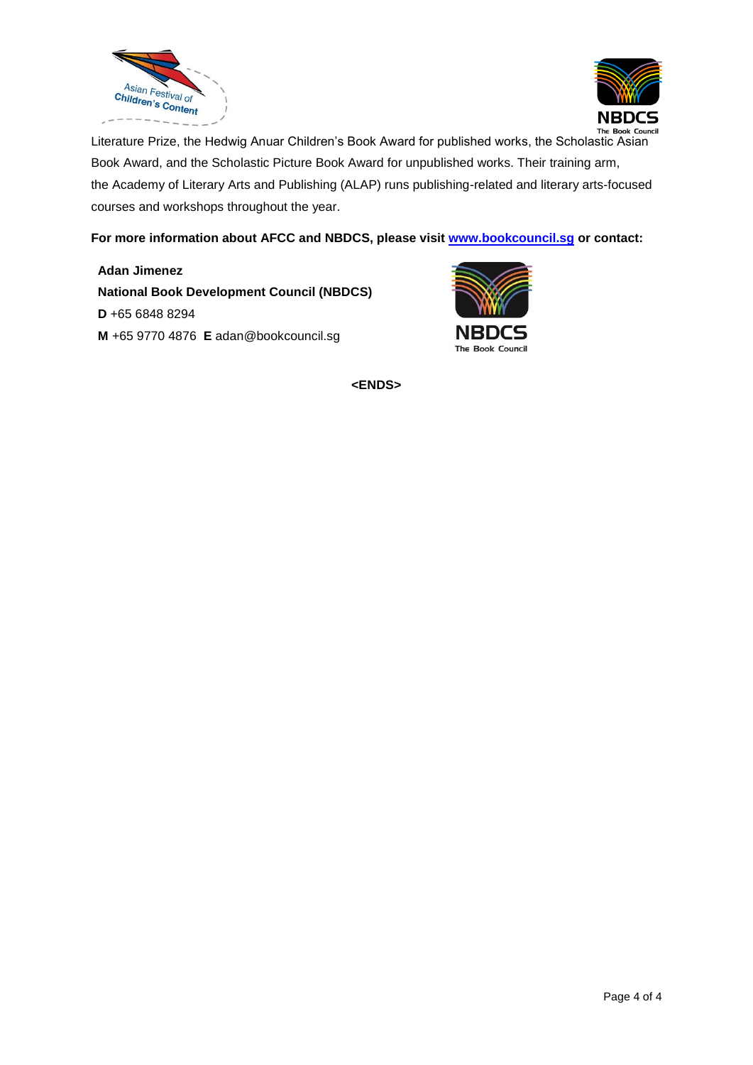Literature Prize, the Hedwig Anuar Children's Book Award for published works, the Scholastic Asian Book Award, and the Scholastic Picture Book Award for unpublished works. Their training arm, the Academy of Literary Arts and Publishing (ALAP) runs publishing-related and literary arts-focused courses and workshops throughout the year.

**For more information about AFCC and NBDCS, please visit [www.bookcouncil.sg](http://www.bookcouncil.sg) or contact:**

**Adan Jimenez**
**National Book Development Council (NBDCS)**
**D** +65 6848 8294
**M** +65 9770 4876 **E** adan@bookcouncil.sg

**<ENDS>**